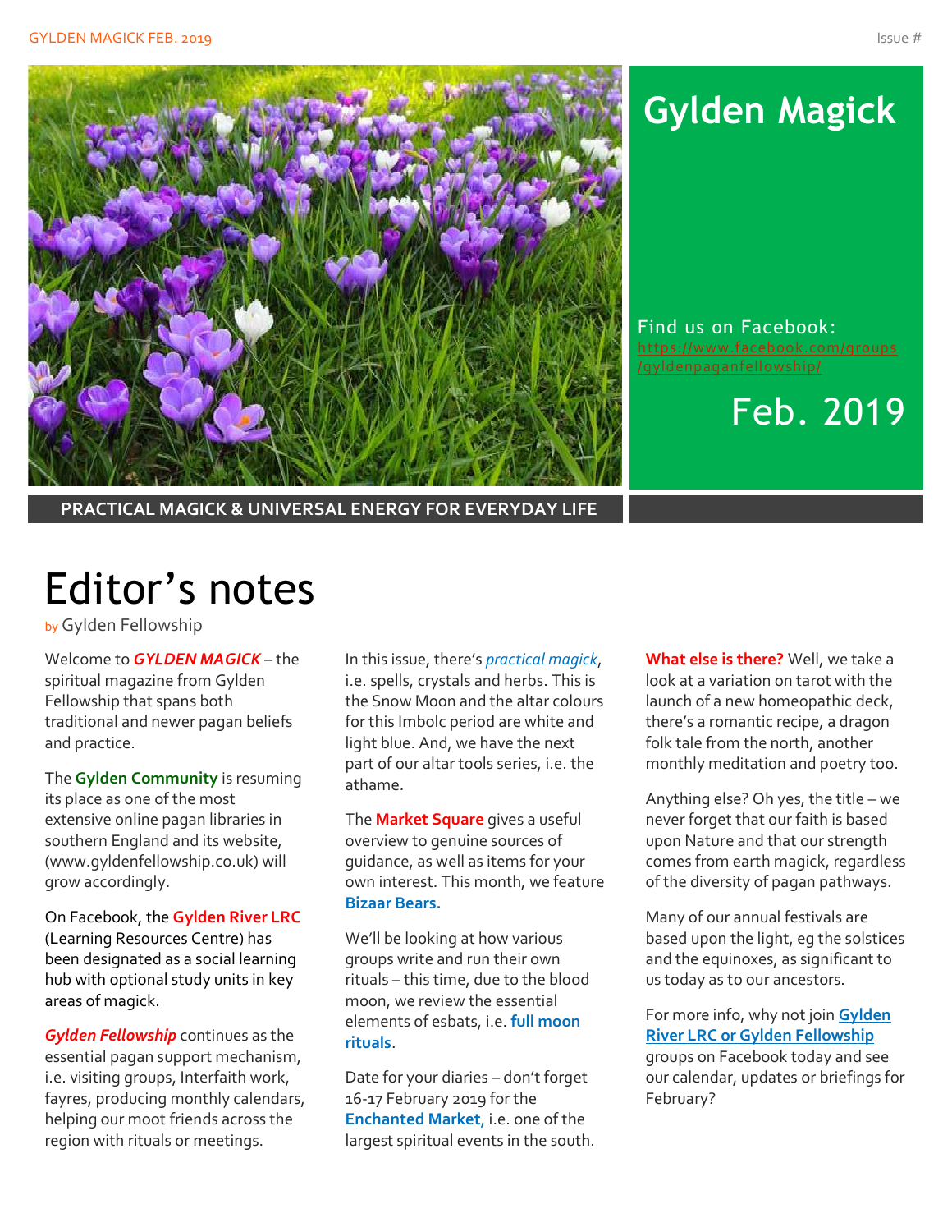# Gylden Magick

Find us on Facebook: https://www.facebook.com/groups/gyldenpaganfellowship/

Feb. 2019

**PRACTICAL MAGICK & UNIVERSAL ENERGY FOR EVERYDAY LIFE**

# Editor's notes

by Gylden Fellowship

Welcome to ***GYLDEN MAGICK*** – the spiritual magazine from Gylden Fellowship that spans both traditional and newer pagan beliefs and practice.

The **Gylden Community** is resuming its place as one of the most extensive online pagan libraries in southern England and its website, (www.gyldenfellowship.co.uk) will grow accordingly.

On Facebook, the **Gylden River LRC** (Learning Resources Centre) has been designated as a social learning hub with optional study units in key areas of magick.

***Gylden Fellowship*** continues as the essential pagan support mechanism, i.e. visiting groups, Interfaith work, fayres, producing monthly calendars, helping our moot friends across the region with rituals or meetings.

In this issue, there's *practical magick*, i.e. spells, crystals and herbs. This is the Snow Moon and the altar colours for this Imbolc period are white and light blue. And, we have the next part of our altar tools series, i.e. the athame.

The **Market Square** gives a useful overview to genuine sources of guidance, as well as items for your own interest. This month, we feature **Bizaar Bears.**

We'll be looking at how various groups write and run their own rituals – this time, due to the blood moon, we review the essential elements of esbats, i.e. **full moon rituals**.

Date for your diaries – don't forget 16-17 February 2019 for the **Enchanted Market**, i.e. one of the largest spiritual events in the south.

**What else is there?** Well, we take a look at a variation on tarot with the launch of a new homeopathic deck, there's a romantic recipe, a dragon folk tale from the north, another monthly meditation and poetry too.

Anything else? Oh yes, the title – we never forget that our faith is based upon Nature and that our strength comes from earth magick, regardless of the diversity of pagan pathways.

Many of our annual festivals are based upon the light, eg the solstices and the equinoxes, as significant to us today as to our ancestors.

For more info, why not join **Gylden River LRC or Gylden Fellowship** groups on Facebook today and see our calendar, updates or briefings for February?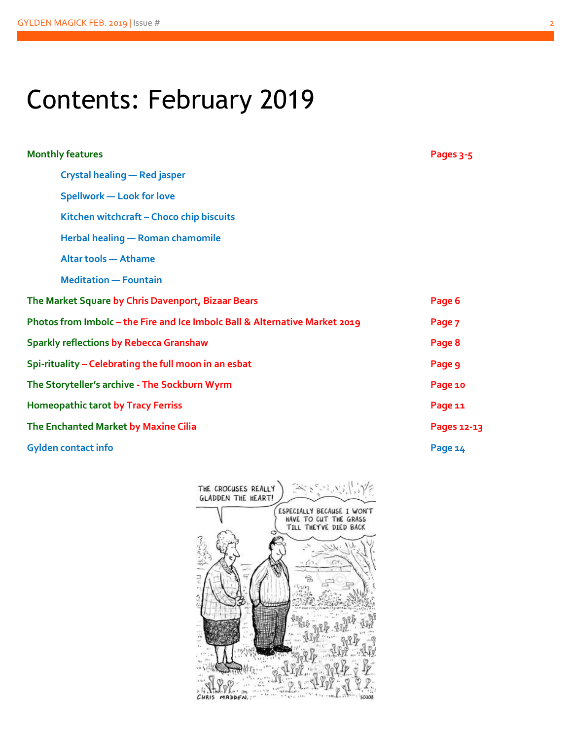# Contents: February 2019

| | |
|---|---|
| **Monthly features** | **Pages 3-5** |
| Crystal healing — Red jasper | |
| Spellwork — Look for love | |
| Kitchen witchcraft – Choco chip biscuits | |
| Herbal healing — Roman chamomile | |
| Altar tools — Athame | |
| Meditation — Fountain | |
| **The Market Square by Chris Davenport, Bizaar Bears** | **Page 6** |
| **Photos from Imbolc – the Fire and Ice Imbolc Ball & Alternative Market 2019** | **Page 7** |
| **Sparkly reflections by Rebecca Granshaw** | **Page 8** |
| **Spi-rituality – Celebrating the full moon in an esbat** | **Page 9** |
| **The Storyteller's archive - The Sockburn Wyrm** | **Page 10** |
| **Homeopathic tarot by Tracy Ferriss** | **Page 11** |
| **The Enchanted Market by Maxine Cilia** | **Pages 12-13** |
| **Gylden contact info** | **Page 14** |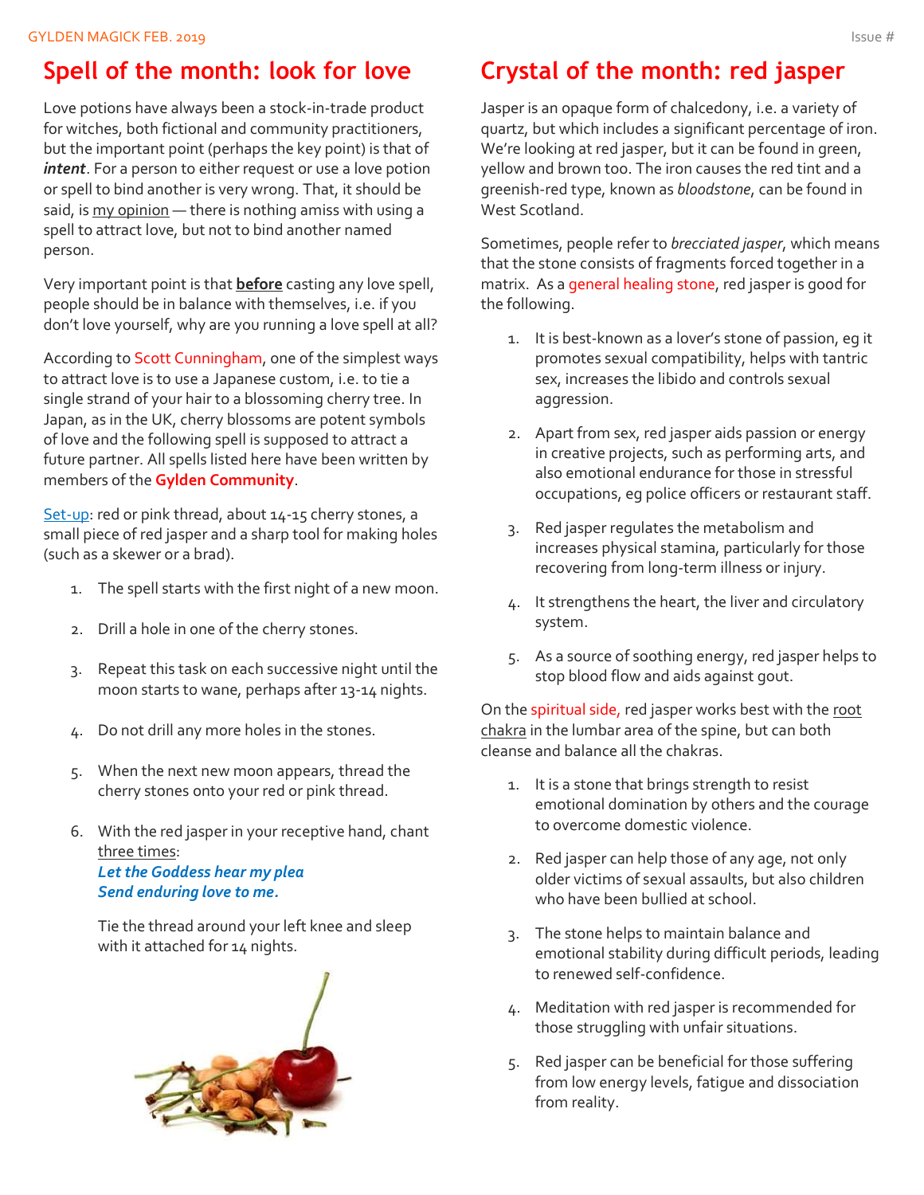## Spell of the month: look for love

Love potions have always been a stock-in-trade product for witches, both fictional and community practitioners, but the important point (perhaps the key point) is that of ***intent***. For a person to either request or use a love potion or spell to bind another is very wrong. That, it should be said, is my opinion — there is nothing amiss with using a spell to attract love, but not to bind another named person.

Very important point is that **before** casting any love spell, people should be in balance with themselves, i.e. if you don't love yourself, why are you running a love spell at all?

According to Scott Cunningham, one of the simplest ways to attract love is to use a Japanese custom, i.e. to tie a single strand of your hair to a blossoming cherry tree. In Japan, as in the UK, cherry blossoms are potent symbols of love and the following spell is supposed to attract a future partner. All spells listed here have been written by members of the **Gylden Community**.

Set-up: red or pink thread, about 14-15 cherry stones, a small piece of red jasper and a sharp tool for making holes (such as a skewer or a brad).

1. The spell starts with the first night of a new moon.
2. Drill a hole in one of the cherry stones.
3. Repeat this task on each successive night until the moon starts to wane, perhaps after 13-14 nights.
4. Do not drill any more holes in the stones.
5. When the next new moon appears, thread the cherry stones onto your red or pink thread.
6. With the red jasper in your receptive hand, chant three times:
   ***Let the Goddess hear my plea***
   ***Send enduring love to me.***

   Tie the thread around your left knee and sleep with it attached for 14 nights.

## Crystal of the month: red jasper

Jasper is an opaque form of chalcedony, i.e. a variety of quartz, but which includes a significant percentage of iron. We're looking at red jasper, but it can be found in green, yellow and brown too. The iron causes the red tint and a greenish-red type, known as *bloodstone*, can be found in West Scotland.

Sometimes, people refer to *brecciated jasper*, which means that the stone consists of fragments forced together in a matrix. As a general healing stone, red jasper is good for the following.

1. It is best-known as a lover's stone of passion, eg it promotes sexual compatibility, helps with tantric sex, increases the libido and controls sexual aggression.
2. Apart from sex, red jasper aids passion or energy in creative projects, such as performing arts, and also emotional endurance for those in stressful occupations, eg police officers or restaurant staff.
3. Red jasper regulates the metabolism and increases physical stamina, particularly for those recovering from long-term illness or injury.
4. It strengthens the heart, the liver and circulatory system.
5. As a source of soothing energy, red jasper helps to stop blood flow and aids against gout.

On the spiritual side, red jasper works best with the root chakra in the lumbar area of the spine, but can both cleanse and balance all the chakras.

1. It is a stone that brings strength to resist emotional domination by others and the courage to overcome domestic violence.
2. Red jasper can help those of any age, not only older victims of sexual assaults, but also children who have been bullied at school.
3. The stone helps to maintain balance and emotional stability during difficult periods, leading to renewed self-confidence.
4. Meditation with red jasper is recommended for those struggling with unfair situations.
5. Red jasper can be beneficial for those suffering from low energy levels, fatigue and dissociation from reality.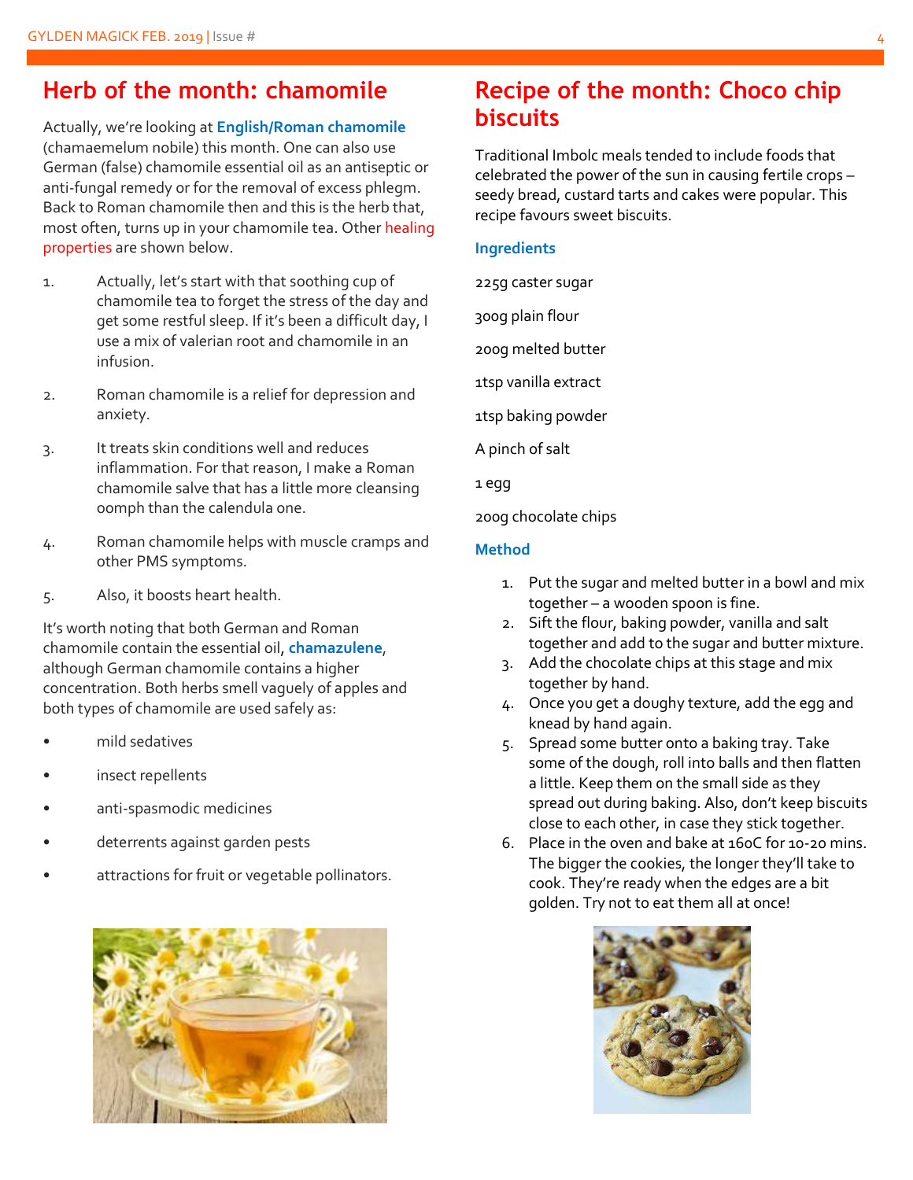## Herb of the month: chamomile

Actually, we're looking at **English/Roman chamomile** (chamaemelum nobile) this month. One can also use German (false) chamomile essential oil as an antiseptic or anti-fungal remedy or for the removal of excess phlegm. Back to Roman chamomile then and this is the herb that, most often, turns up in your chamomile tea. Other healing properties are shown below.

1. Actually, let's start with that soothing cup of chamomile tea to forget the stress of the day and get some restful sleep. If it's been a difficult day, I use a mix of valerian root and chamomile in an infusion.
2. Roman chamomile is a relief for depression and anxiety.
3. It treats skin conditions well and reduces inflammation. For that reason, I make a Roman chamomile salve that has a little more cleansing oomph than the calendula one.
4. Roman chamomile helps with muscle cramps and other PMS symptoms.
5. Also, it boosts heart health.

It's worth noting that both German and Roman chamomile contain the essential oil, **chamazulene**, although German chamomile contains a higher concentration. Both herbs smell vaguely of apples and both types of chamomile are used safely as:

- mild sedatives
- insect repellents
- anti-spasmodic medicines
- deterrents against garden pests
- attractions for fruit or vegetable pollinators.

## Recipe of the month: Choco chip biscuits

Traditional Imbolc meals tended to include foods that celebrated the power of the sun in causing fertile crops – seedy bread, custard tarts and cakes were popular. This recipe favours sweet biscuits.

### Ingredients

225g caster sugar

300g plain flour

200g melted butter

1tsp vanilla extract

1tsp baking powder

A pinch of salt

1 egg

200g chocolate chips

### Method

1. Put the sugar and melted butter in a bowl and mix together – a wooden spoon is fine.
2. Sift the flour, baking powder, vanilla and salt together and add to the sugar and butter mixture.
3. Add the chocolate chips at this stage and mix together by hand.
4. Once you get a doughy texture, add the egg and knead by hand again.
5. Spread some butter onto a baking tray. Take some of the dough, roll into balls and then flatten a little. Keep them on the small side as they spread out during baking. Also, don't keep biscuits close to each other, in case they stick together.
6. Place in the oven and bake at 160C for 10-20 mins. The bigger the cookies, the longer they'll take to cook. They're ready when the edges are a bit golden. Try not to eat them all at once!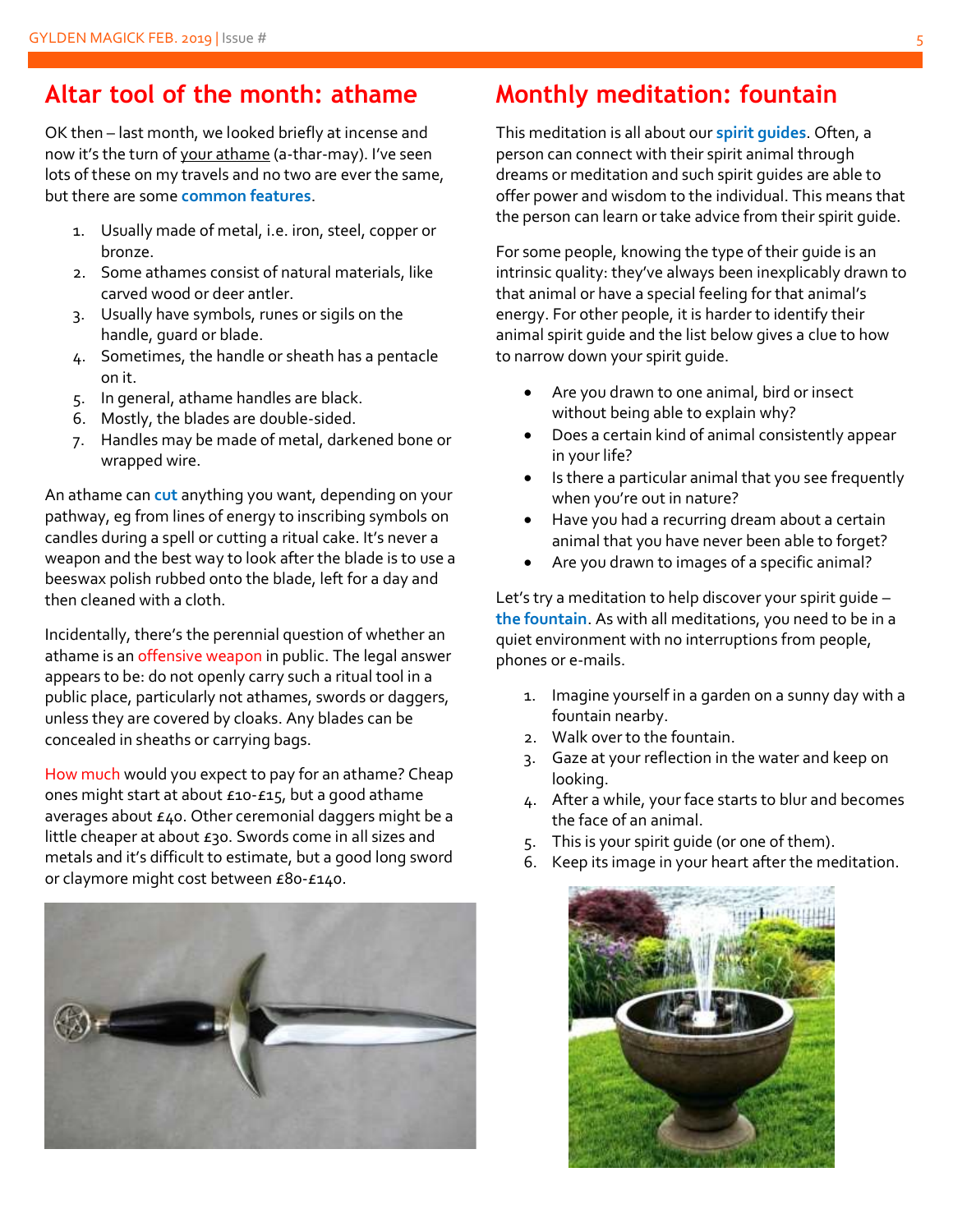## Altar tool of the month: athame

OK then – last month, we looked briefly at incense and now it's the turn of your athame (a-thar-may). I've seen lots of these on my travels and no two are ever the same, but there are some **common features**.

1. Usually made of metal, i.e. iron, steel, copper or bronze.
2. Some athames consist of natural materials, like carved wood or deer antler.
3. Usually have symbols, runes or sigils on the handle, guard or blade.
4. Sometimes, the handle or sheath has a pentacle on it.
5. In general, athame handles are black.
6. Mostly, the blades are double-sided.
7. Handles may be made of metal, darkened bone or wrapped wire.

An athame can **cut** anything you want, depending on your pathway, eg from lines of energy to inscribing symbols on candles during a spell or cutting a ritual cake. It's never a weapon and the best way to look after the blade is to use a beeswax polish rubbed onto the blade, left for a day and then cleaned with a cloth.

Incidentally, there's the perennial question of whether an athame is an offensive weapon in public. The legal answer appears to be: do not openly carry such a ritual tool in a public place, particularly not athames, swords or daggers, unless they are covered by cloaks. Any blades can be concealed in sheaths or carrying bags.

How much would you expect to pay for an athame? Cheap ones might start at about £10-£15, but a good athame averages about £40. Other ceremonial daggers might be a little cheaper at about £30. Swords come in all sizes and metals and it's difficult to estimate, but a good long sword or claymore might cost between £80-£140.

## Monthly meditation: fountain

This meditation is all about our **spirit guides**. Often, a person can connect with their spirit animal through dreams or meditation and such spirit guides are able to offer power and wisdom to the individual. This means that the person can learn or take advice from their spirit guide.

For some people, knowing the type of their guide is an intrinsic quality: they've always been inexplicably drawn to that animal or have a special feeling for that animal's energy. For other people, it is harder to identify their animal spirit guide and the list below gives a clue to how to narrow down your spirit guide.

- Are you drawn to one animal, bird or insect without being able to explain why?
- Does a certain kind of animal consistently appear in your life?
- Is there a particular animal that you see frequently when you're out in nature?
- Have you had a recurring dream about a certain animal that you have never been able to forget?
- Are you drawn to images of a specific animal?

Let's try a meditation to help discover your spirit guide – **the fountain**. As with all meditations, you need to be in a quiet environment with no interruptions from people, phones or e-mails.

1. Imagine yourself in a garden on a sunny day with a fountain nearby.
2. Walk over to the fountain.
3. Gaze at your reflection in the water and keep on looking.
4. After a while, your face starts to blur and becomes the face of an animal.
5. This is your spirit guide (or one of them).
6. Keep its image in your heart after the meditation.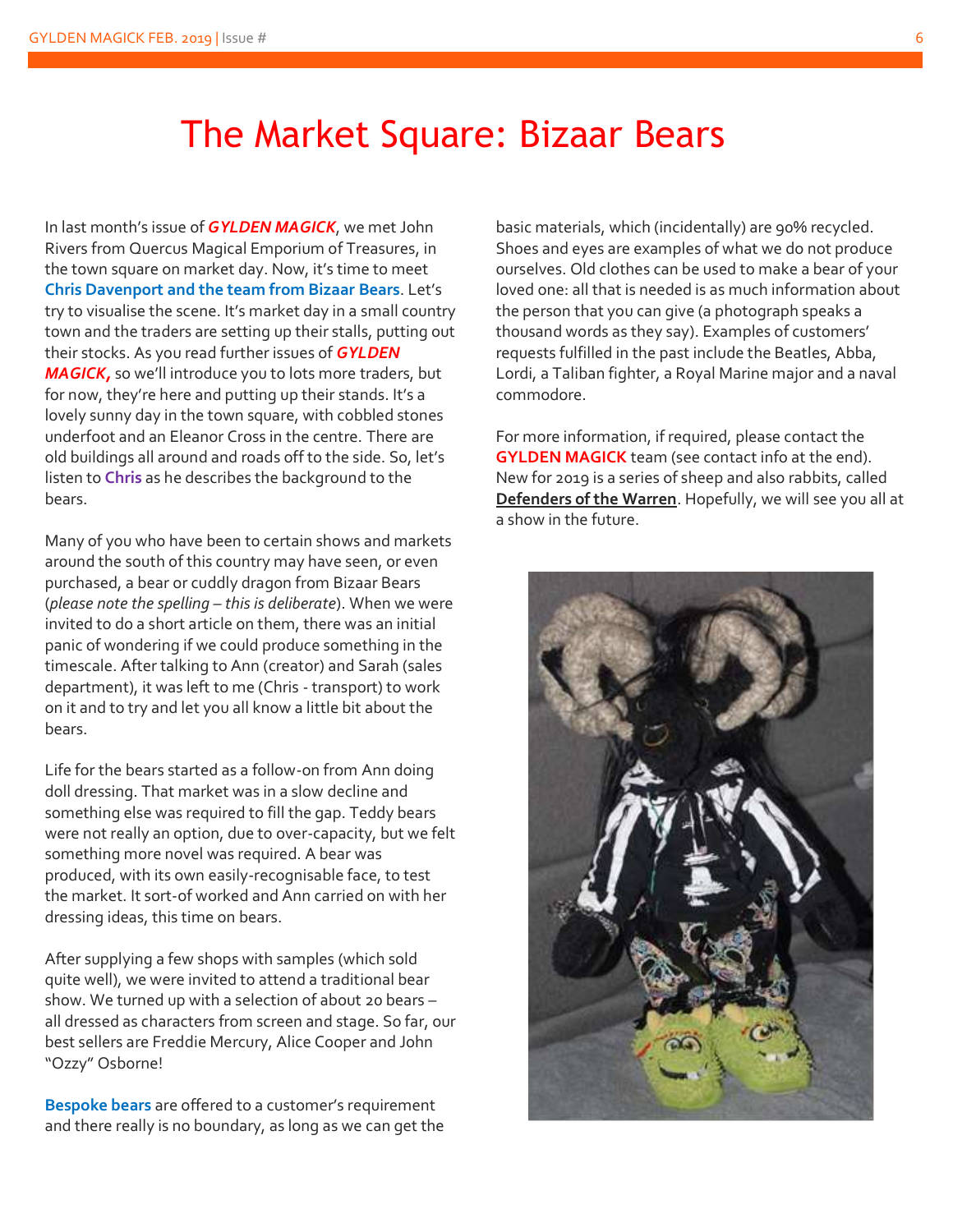# The Market Square: Bizaar Bears

In last month's issue of ***GYLDEN MAGICK***, we met John Rivers from Quercus Magical Emporium of Treasures, in the town square on market day. Now, it's time to meet **Chris Davenport and the team from Bizaar Bears**. Let's try to visualise the scene. It's market day in a small country town and the traders are setting up their stalls, putting out their stocks. As you read further issues of ***GYLDEN MAGICK,*** so we'll introduce you to lots more traders, but for now, they're here and putting up their stands. It's a lovely sunny day in the town square, with cobbled stones underfoot and an Eleanor Cross in the centre. There are old buildings all around and roads off to the side. So, let's listen to **Chris** as he describes the background to the bears.

Many of you who have been to certain shows and markets around the south of this country may have seen, or even purchased, a bear or cuddly dragon from Bizaar Bears (*please note the spelling – this is deliberate*). When we were invited to do a short article on them, there was an initial panic of wondering if we could produce something in the timescale. After talking to Ann (creator) and Sarah (sales department), it was left to me (Chris - transport) to work on it and to try and let you all know a little bit about the bears.

Life for the bears started as a follow-on from Ann doing doll dressing. That market was in a slow decline and something else was required to fill the gap. Teddy bears were not really an option, due to over-capacity, but we felt something more novel was required. A bear was produced, with its own easily-recognisable face, to test the market. It sort-of worked and Ann carried on with her dressing ideas, this time on bears.

After supplying a few shops with samples (which sold quite well), we were invited to attend a traditional bear show. We turned up with a selection of about 20 bears – all dressed as characters from screen and stage. So far, our best sellers are Freddie Mercury, Alice Cooper and John "Ozzy" Osborne!

**Bespoke bears** are offered to a customer's requirement and there really is no boundary, as long as we can get the basic materials, which (incidentally) are 90% recycled. Shoes and eyes are examples of what we do not produce ourselves. Old clothes can be used to make a bear of your loved one: all that is needed is as much information about the person that you can give (a photograph speaks a thousand words as they say). Examples of customers' requests fulfilled in the past include the Beatles, Abba, Lordi, a Taliban fighter, a Royal Marine major and a naval commodore.

For more information, if required, please contact the **GYLDEN MAGICK** team (see contact info at the end). New for 2019 is a series of sheep and also rabbits, called **Defenders of the Warren**. Hopefully, we will see you all at a show in the future.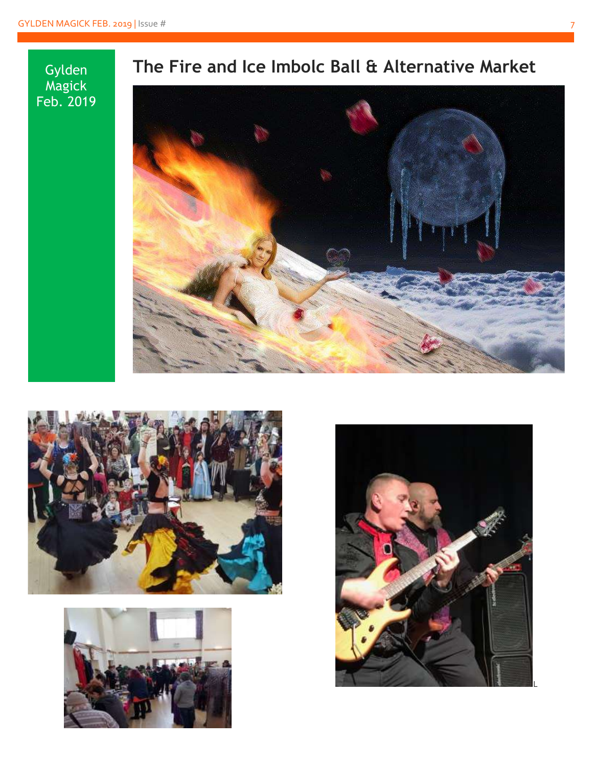Gylden Magick Feb. 2019

# The Fire and Ice Imbolc Ball & Alternative Market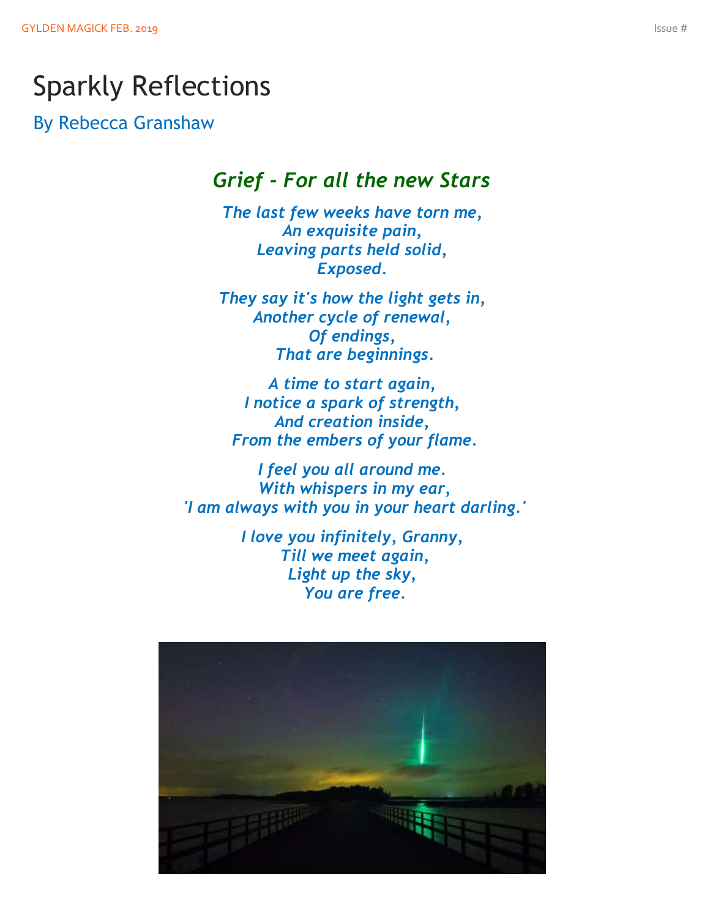# Sparkly Reflections

By Rebecca Granshaw

## *Grief - For all the new Stars*

*The last few weeks have torn me,*
*An exquisite pain,*
*Leaving parts held solid,*
*Exposed.*

*They say it's how the light gets in,*
*Another cycle of renewal,*
*Of endings,*
*That are beginnings.*

*A time to start again,*
*I notice a spark of strength,*
*And creation inside,*
*From the embers of your flame.*

*I feel you all around me.*
*With whispers in my ear,*
*'I am always with you in your heart darling.'*

*I love you infinitely, Granny,*
*Till we meet again,*
*Light up the sky,*
*You are free.*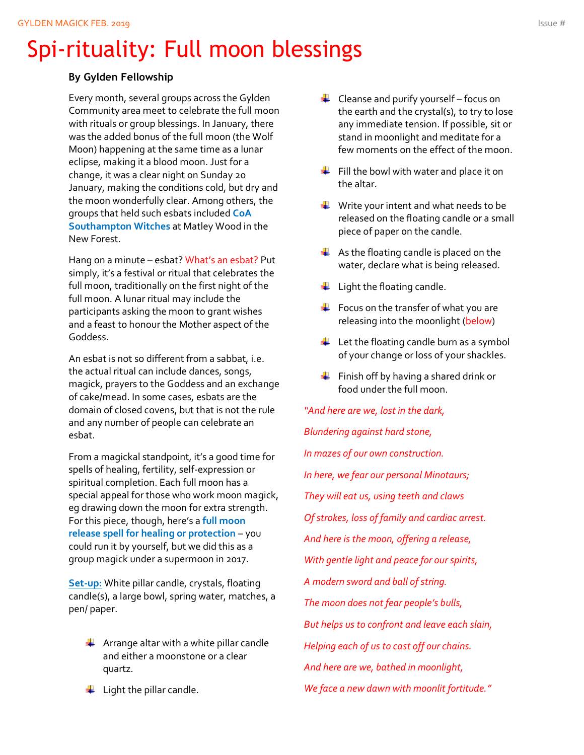# Spi-rituality: Full moon blessings

**By Gylden Fellowship**

Every month, several groups across the Gylden Community area meet to celebrate the full moon with rituals or group blessings. In January, there was the added bonus of the full moon (the Wolf Moon) happening at the same time as a lunar eclipse, making it a blood moon. Just for a change, it was a clear night on Sunday 20 January, making the conditions cold, but dry and the moon wonderfully clear. Among others, the groups that held such esbats included **CoA Southampton Witches** at Matley Wood in the New Forest.

Hang on a minute – esbat? What's an esbat? Put simply, it's a festival or ritual that celebrates the full moon, traditionally on the first night of the full moon. A lunar ritual may include the participants asking the moon to grant wishes and a feast to honour the Mother aspect of the Goddess.

An esbat is not so different from a sabbat, i.e. the actual ritual can include dances, songs, magick, prayers to the Goddess and an exchange of cake/mead. In some cases, esbats are the domain of closed covens, but that is not the rule and any number of people can celebrate an esbat.

From a magickal standpoint, it's a good time for spells of healing, fertility, self-expression or spiritual completion. Each full moon has a special appeal for those who work moon magick, eg drawing down the moon for extra strength. For this piece, though, here's a **full moon release spell for healing or protection** – you could run it by yourself, but we did this as a group magick under a supermoon in 2017.

**Set-up:** White pillar candle, crystals, floating candle(s), a large bowl, spring water, matches, a pen/ paper.

- Arrange altar with a white pillar candle and either a moonstone or a clear quartz.
- Light the pillar candle.
- Cleanse and purify yourself – focus on the earth and the crystal(s), to try to lose any immediate tension. If possible, sit or stand in moonlight and meditate for a few moments on the effect of the moon.
- Fill the bowl with water and place it on the altar.
- Write your intent and what needs to be released on the floating candle or a small piece of paper on the candle.
- As the floating candle is placed on the water, declare what is being released.
- Light the floating candle.
- Focus on the transfer of what you are releasing into the moonlight (below)
- Let the floating candle burn as a symbol of your change or loss of your shackles.
- Finish off by having a shared drink or food under the full moon.

*"And here are we, lost in the dark,*

*Blundering against hard stone,*

*In mazes of our own construction.*

*In here, we fear our personal Minotaurs;*

*They will eat us, using teeth and claws*

*Of strokes, loss of family and cardiac arrest.*

*And here is the moon, offering a release,*

*With gentle light and peace for our spirits,*

*A modern sword and ball of string.*

*The moon does not fear people's bulls,*

*But helps us to confront and leave each slain,*

*Helping each of us to cast off our chains.*

*And here are we, bathed in moonlight,*

*We face a new dawn with moonlit fortitude."*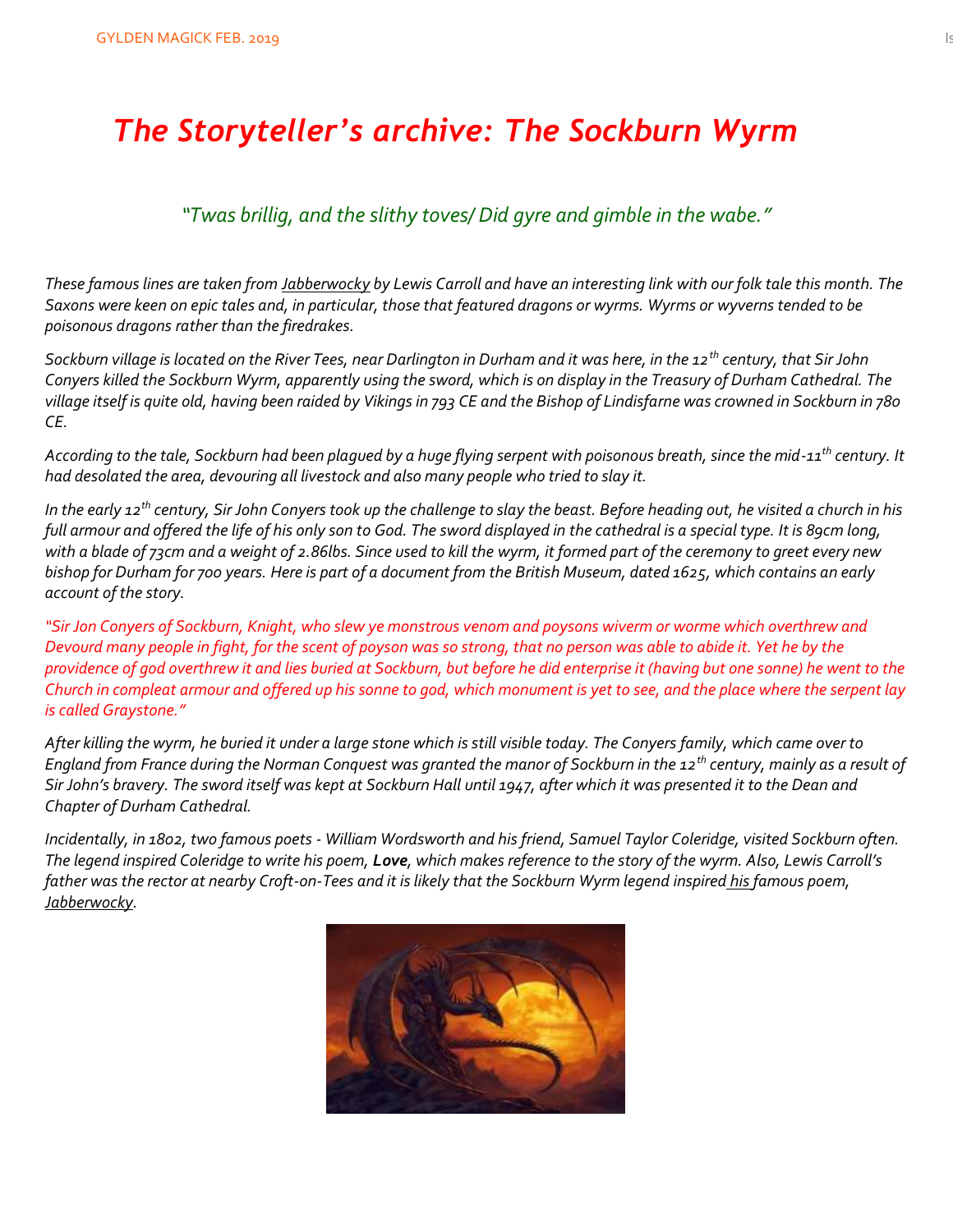# *The Storyteller's archive: The Sockburn Wyrm*

*"Twas brillig, and the slithy toves/ Did gyre and gimble in the wabe."*

*These famous lines are taken from Jabberwocky by Lewis Carroll and have an interesting link with our folk tale this month. The Saxons were keen on epic tales and, in particular, those that featured dragons or wyrms. Wyrms or wyverns tended to be poisonous dragons rather than the firedrakes.*

*Sockburn village is located on the River Tees, near Darlington in Durham and it was here, in the 12th century, that Sir John Conyers killed the Sockburn Wyrm, apparently using the sword, which is on display in the Treasury of Durham Cathedral. The village itself is quite old, having been raided by Vikings in 793 CE and the Bishop of Lindisfarne was crowned in Sockburn in 780 CE.*

*According to the tale, Sockburn had been plagued by a huge flying serpent with poisonous breath, since the mid-11th century. It had desolated the area, devouring all livestock and also many people who tried to slay it.*

*In the early 12th century, Sir John Conyers took up the challenge to slay the beast. Before heading out, he visited a church in his full armour and offered the life of his only son to God. The sword displayed in the cathedral is a special type. It is 89cm long, with a blade of 73cm and a weight of 2.86lbs. Since used to kill the wyrm, it formed part of the ceremony to greet every new bishop for Durham for 700 years. Here is part of a document from the British Museum, dated 1625, which contains an early account of the story.*

*"Sir Jon Conyers of Sockburn, Knight, who slew ye monstrous venom and poysons wiverm or worme which overthrew and Devourd many people in fight, for the scent of poyson was so strong, that no person was able to abide it. Yet he by the providence of god overthrew it and lies buried at Sockburn, but before he did enterprise it (having but one sonne) he went to the Church in compleat armour and offered up his sonne to god, which monument is yet to see, and the place where the serpent lay is called Graystone."*

*After killing the wyrm, he buried it under a large stone which is still visible today. The Conyers family, which came over to England from France during the Norman Conquest was granted the manor of Sockburn in the 12th century, mainly as a result of Sir John's bravery. The sword itself was kept at Sockburn Hall until 1947, after which it was presented it to the Dean and Chapter of Durham Cathedral.*

*Incidentally, in 1802, two famous poets - William Wordsworth and his friend, Samuel Taylor Coleridge, visited Sockburn often. The legend inspired Coleridge to write his poem, **Love**, which makes reference to the story of the wyrm. Also, Lewis Carroll's father was the rector at nearby Croft-on-Tees and it is likely that the Sockburn Wyrm legend inspired his famous poem, Jabberwocky.*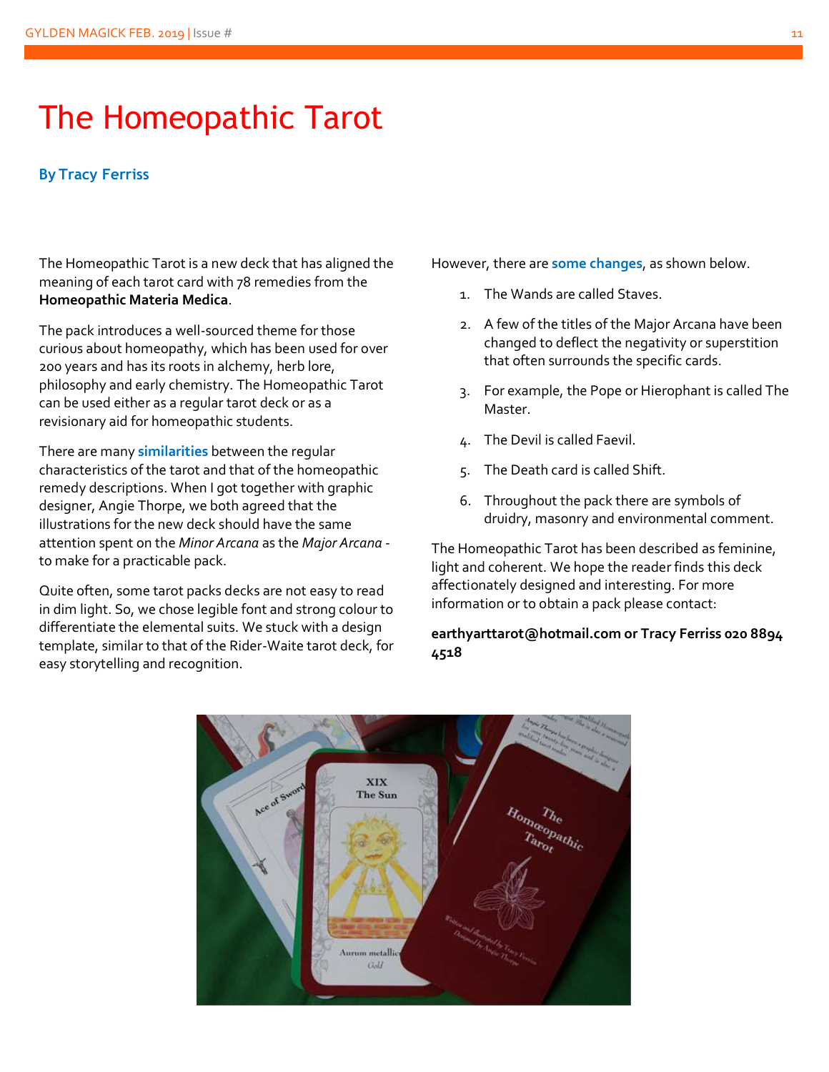# The Homeopathic Tarot

**By Tracy Ferriss**

The Homeopathic Tarot is a new deck that has aligned the meaning of each tarot card with 78 remedies from the **Homeopathic Materia Medica**.

The pack introduces a well-sourced theme for those curious about homeopathy, which has been used for over 200 years and has its roots in alchemy, herb lore, philosophy and early chemistry. The Homeopathic Tarot can be used either as a regular tarot deck or as a revisionary aid for homeopathic students.

There are many **similarities** between the regular characteristics of the tarot and that of the homeopathic remedy descriptions. When I got together with graphic designer, Angie Thorpe, we both agreed that the illustrations for the new deck should have the same attention spent on the *Minor Arcana* as the *Major Arcana* - to make for a practicable pack.

Quite often, some tarot packs decks are not easy to read in dim light. So, we chose legible font and strong colour to differentiate the elemental suits. We stuck with a design template, similar to that of the Rider-Waite tarot deck, for easy storytelling and recognition.

However, there are **some changes**, as shown below.

1. The Wands are called Staves.
2. A few of the titles of the Major Arcana have been changed to deflect the negativity or superstition that often surrounds the specific cards.
3. For example, the Pope or Hierophant is called The Master.
4. The Devil is called Faevil.
5. The Death card is called Shift.
6. Throughout the pack there are symbols of druidry, masonry and environmental comment.

The Homeopathic Tarot has been described as feminine, light and coherent. We hope the reader finds this deck affectionately designed and interesting. For more information or to obtain a pack please contact:

**earthyarttarot@hotmail.com or Tracy Ferriss 020 8894 4518**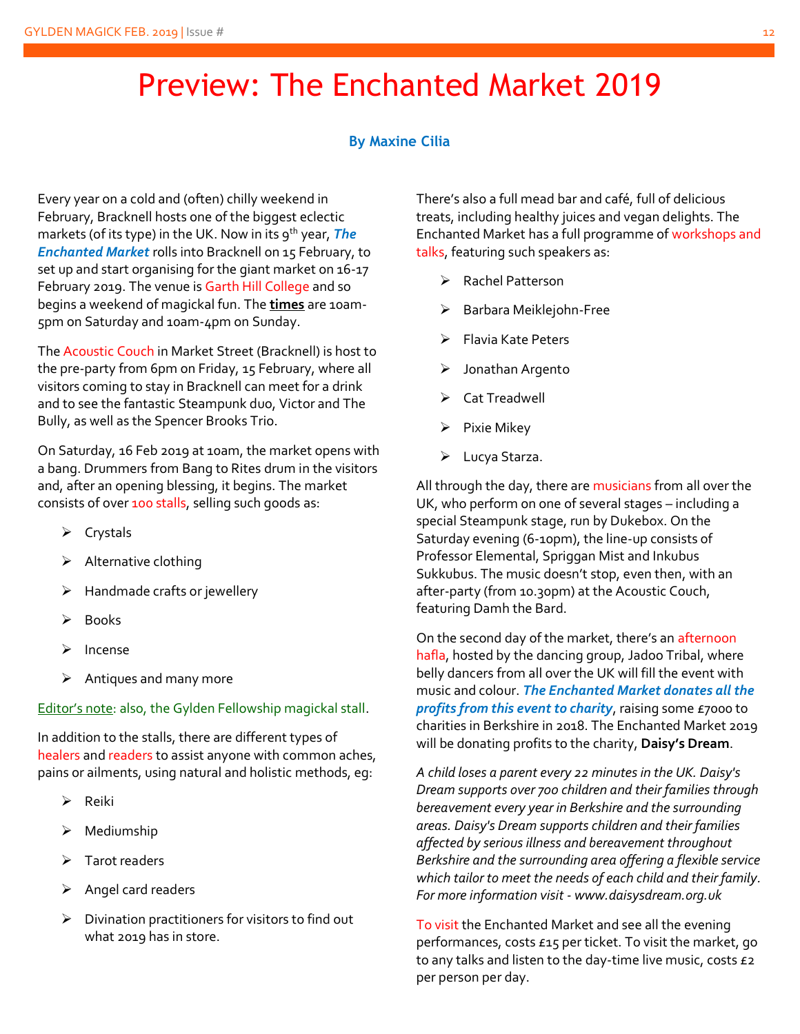# Preview: The Enchanted Market 2019

**By Maxine Cilia**

Every year on a cold and (often) chilly weekend in February, Bracknell hosts one of the biggest eclectic markets (of its type) in the UK. Now in its 9th year, ***The Enchanted Market*** rolls into Bracknell on 15 February, to set up and start organising for the giant market on 16-17 February 2019. The venue is Garth Hill College and so begins a weekend of magickal fun. The **times** are 10am-5pm on Saturday and 10am-4pm on Sunday.

The Acoustic Couch in Market Street (Bracknell) is host to the pre-party from 6pm on Friday, 15 February, where all visitors coming to stay in Bracknell can meet for a drink and to see the fantastic Steampunk duo, Victor and The Bully, as well as the Spencer Brooks Trio.

On Saturday, 16 Feb 2019 at 10am, the market opens with a bang. Drummers from Bang to Rites drum in the visitors and, after an opening blessing, it begins. The market consists of over 100 stalls, selling such goods as:

- Crystals
- Alternative clothing
- Handmade crafts or jewellery
- Books
- Incense
- Antiques and many more

Editor's note: also, the Gylden Fellowship magickal stall.

In addition to the stalls, there are different types of healers and readers to assist anyone with common aches, pains or ailments, using natural and holistic methods, eg:

- Reiki
- Mediumship
- Tarot readers
- Angel card readers
- Divination practitioners for visitors to find out what 2019 has in store.

There's also a full mead bar and café, full of delicious treats, including healthy juices and vegan delights. The Enchanted Market has a full programme of workshops and talks, featuring such speakers as:

- Rachel Patterson
- Barbara Meiklejohn-Free
- Flavia Kate Peters
- Jonathan Argento
- Cat Treadwell
- Pixie Mikey
- Lucya Starza.

All through the day, there are musicians from all over the UK, who perform on one of several stages – including a special Steampunk stage, run by Dukebox. On the Saturday evening (6-10pm), the line-up consists of Professor Elemental, Spriggan Mist and Inkubus Sukkubus. The music doesn't stop, even then, with an after-party (from 10.30pm) at the Acoustic Couch, featuring Damh the Bard.

On the second day of the market, there's an afternoon hafla, hosted by the dancing group, Jadoo Tribal, where belly dancers from all over the UK will fill the event with music and colour. ***The Enchanted Market donates all the profits from this event to charity***, raising some £7000 to charities in Berkshire in 2018. The Enchanted Market 2019 will be donating profits to the charity, **Daisy's Dream**.

*A child loses a parent every 22 minutes in the UK. Daisy's Dream supports over 700 children and their families through bereavement every year in Berkshire and the surrounding areas. Daisy's Dream supports children and their families affected by serious illness and bereavement throughout Berkshire and the surrounding area offering a flexible service which tailor to meet the needs of each child and their family. For more information visit - www.daisysdream.org.uk*

To visit the Enchanted Market and see all the evening performances, costs £15 per ticket. To visit the market, go to any talks and listen to the day-time live music, costs £2 per person per day.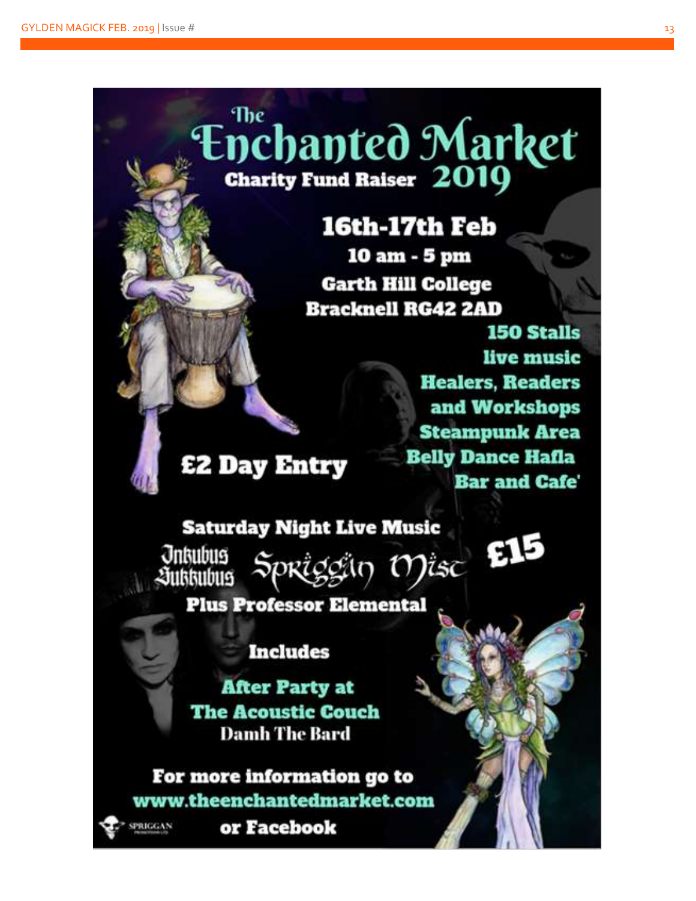# The Enchanted Market

**Charity Fund Raiser 2019**

## 16th-17th Feb

**10 am - 5 pm**

**Garth Hill College**

**Bracknell RG42 2AD**

**150 Stalls**
**live music**
**Healers, Readers and Workshops**
**Steampunk Area**
**Belly Dance Hafla**
**Bar and Cafe'**

**£2 Day Entry**

**Saturday Night Live Music**

Inkubus Sukkubus Spriggan Mist **£15**

**Plus Professor Elemental**

**Includes**

**After Party at The Acoustic Couch**

**Damh The Bard**

**For more information go to www.theenchantedmarket.com or Facebook**

SPRIGGAN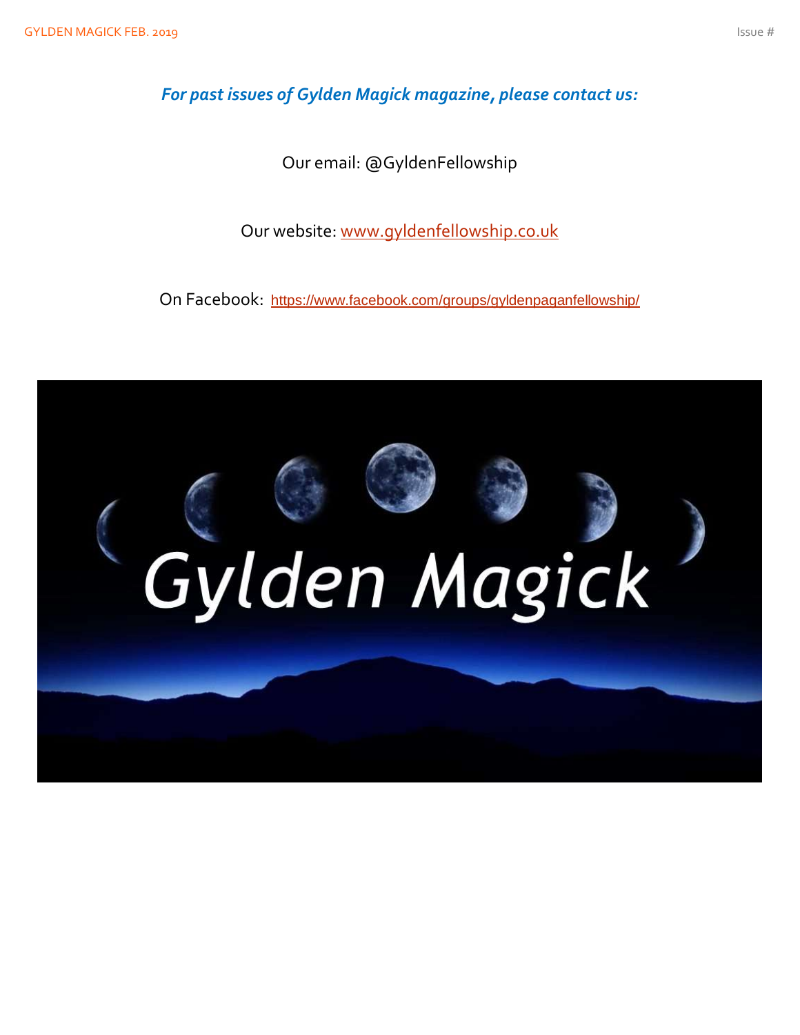***For past issues of Gylden Magick magazine, please contact us:***

Our email: @GyldenFellowship

Our website: www.gyldenfellowship.co.uk

On Facebook: https://www.facebook.com/groups/gyldenpaganfellowship/